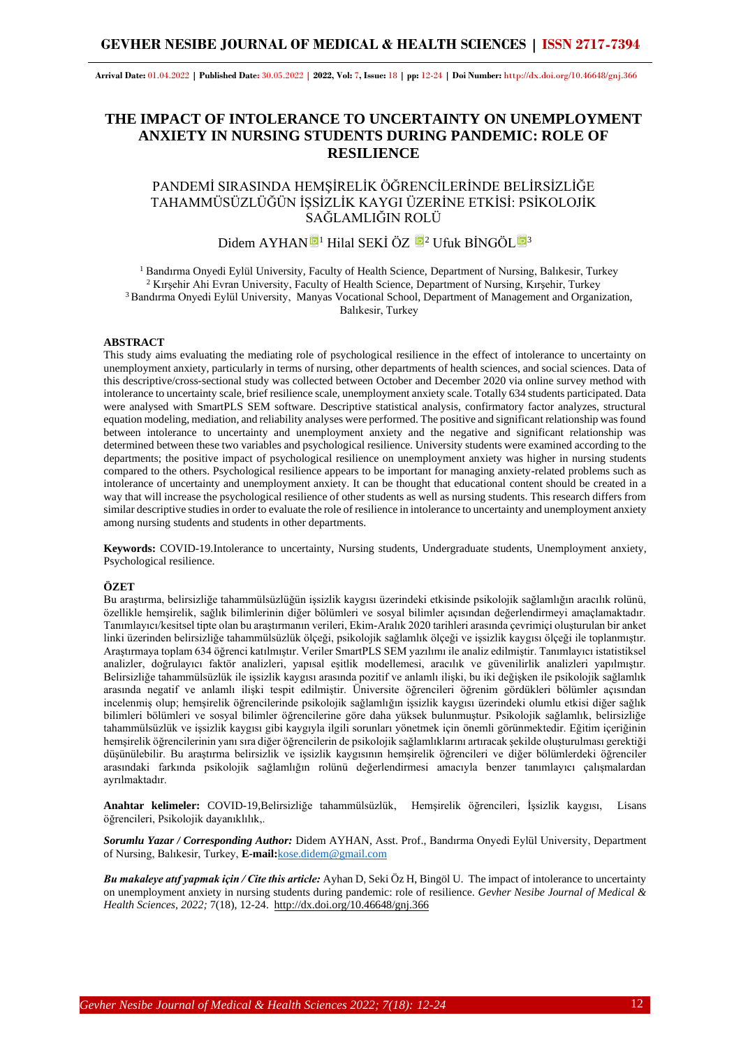# THE IMPACT OF INTOLERANCE TO UNCERTAINTY ON UNEMPLOYMENT ANXIETY IN NURSING STUDENTS DURING PANDEMIC: ROLE OF RESILIENCE

## PANDEMİ SIRASINDA HEMŞİRELİK ÖĞRENCİLERİNDE BELİRSİZLİĞE TAHAMMÜSÜZLÜĞÜN İŞSİZLİK KAYGI ÜZERİNE ETKİSİ: PSİKOLOJİK SAĞLAMLIĞIN ROLÜ

Didem AYHAN[1] Hilal SEKİ ÖZ [2] Ufuk BİNGÖL[3]

[1] Bandırma Onyedi Eylül University, Faculty of Health Science, Department of Nursing, Balıkesir, Turkey
[2] Kırşehir Ahi Evran University, Faculty of Health Science, Department of Nursing, Kırşehir, Turkey
[3] Bandırma Onyedi Eylül University, Manyas Vocational School, Department of Management and Organization, Balıkesir, Turkey

### ABSTRACT

This study aims evaluating the mediating role of psychological resilience in the effect of intolerance to uncertainty on unemployment anxiety, particularly in terms of nursing, other departments of health sciences, and social sciences. Data of this descriptive/cross-sectional study was collected between October and December 2020 via online survey method with intolerance to uncertainty scale, brief resilience scale, unemployment anxiety scale. Totally 634 students participated. Data were analysed with SmartPLS SEM software. Descriptive statistical analysis, confirmatory factor analyzes, structural equation modeling, mediation, and reliability analyses were performed. The positive and significant relationship was found between intolerance to uncertainty and unemployment anxiety and the negative and significant relationship was determined between these two variables and psychological resilience. University students were examined according to the departments; the positive impact of psychological resilience on unemployment anxiety was higher in nursing students compared to the others. Psychological resilience appears to be important for managing anxiety-related problems such as intolerance of uncertainty and unemployment anxiety. It can be thought that educational content should be created in a way that will increase the psychological resilience of other students as well as nursing students. This research differs from similar descriptive studies in order to evaluate the role of resilience in intolerance to uncertainty and unemployment anxiety among nursing students and students in other departments.

**Keywords:** COVID-19.Intolerance to uncertainty, Nursing students, Undergraduate students, Unemployment anxiety, Psychological resilience.

### ÖZET

Bu araştırma, belirsizliğe tahammülsüzlüğün işsizlik kaygısı üzerindeki etkisinde psikolojik sağlamlığın aracılık rolünü, özellikle hemşirelik, sağlık bilimlerinin diğer bölümleri ve sosyal bilimler açısından değerlendirmeyi amaçlamaktadır. Tanımlayıcı/kesitsel tipte olan bu araştırmanın verileri, Ekim-Aralık 2020 tarihleri arasında çevrimiçi oluşturulan bir anket linki üzerinden belirsizliğe tahammülsüzlük ölçeği, psikolojik sağlamlık ölçeği ve işsizlik kaygısı ölçeği ile toplanmıştır. Araştırmaya toplam 634 öğrenci katılmıştır. Veriler SmartPLS SEM yazılımı ile analiz edilmiştir. Tanımlayıcı istatistiksel analizler, doğrulayıcı faktör analizleri, yapısal eşitlik modellemesi, aracılık ve güvenilirlik analizleri yapılmıştır. Belirsizliğe tahammülsüzlük ile işsizlik kaygısı arasında pozitif ve anlamlı ilişki, bu iki değişken ile psikolojik sağlamlık arasında negatif ve anlamlı ilişki tespit edilmiştir. Üniversite öğrencileri öğrenim gördükleri bölümler açısından incelenmiş olup; hemşirelik öğrencilerinde psikolojik sağlamlığın işsizlik kaygısı üzerindeki olumlu etkisi diğer sağlık bilimleri bölümleri ve sosyal bilimler öğrencilerine göre daha yüksek bulunmuştur. Psikolojik sağlamlık, belirsizliğe tahammülsüzlük ve işsizlik kaygısı gibi kaygıyla ilgili sorunları yönetmek için önemli görünmektedir. Eğitim içeriğinin hemşirelik öğrencilerinin yanı sıra diğer öğrencilerin de psikolojik sağlamlıklarını artıracak şekilde oluşturulması gerektiği düşünülebilir. Bu araştırma belirsizlik ve işsizlik kaygısının hemşirelik öğrencileri ve diğer bölümlerdeki öğrenciler arasındaki farkında psikolojik sağlamlığın rolünü değerlendirmesi amacıyla benzer tanımlayıcı çalışmalardan ayrılmaktadır.

**Anahtar kelimeler:** COVID-19,Belirsizliğe tahammülsüzlük, Hemşirelik öğrencileri, İşsizlik kaygısı, Lisans öğrencileri, Psikolojik dayanıklılık,.

***Sorumlu Yazar / Corresponding Author:*** Didem AYHAN, Asst. Prof., Bandırma Onyedi Eylül University, Department of Nursing, Balıkesir, Turkey, **E-mail:**kose.didem@gmail.com

***Bu makaleye atıf yapmak için / Cite this article:*** Ayhan D, Seki Öz H, Bingöl U. The impact of intolerance to uncertainty on unemployment anxiety in nursing students during pandemic: role of resilience. *Gevher Nesibe Journal of Medical & Health Sciences, 2022;* 7(18), 12-24. http://dx.doi.org/10.46648/gnj.366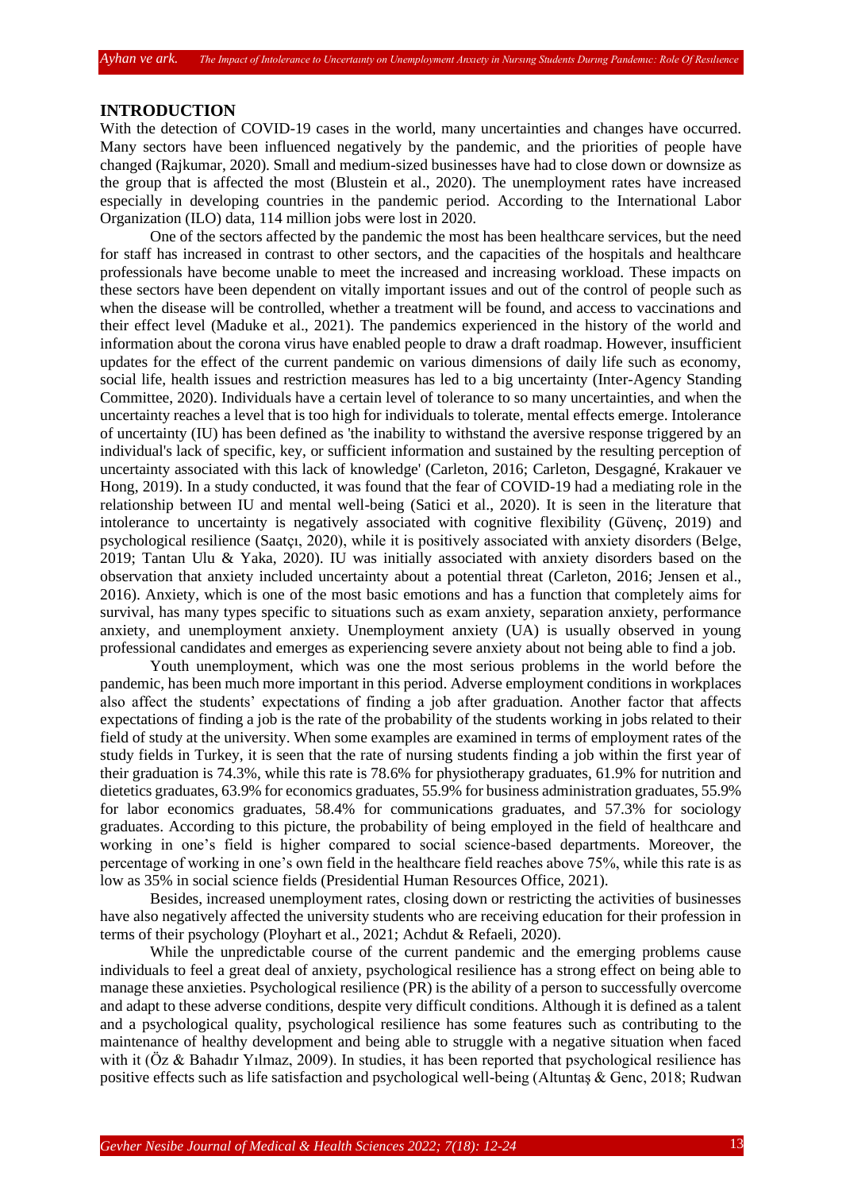## INTRODUCTION

With the detection of COVID-19 cases in the world, many uncertainties and changes have occurred. Many sectors have been influenced negatively by the pandemic, and the priorities of people have changed (Rajkumar, 2020). Small and medium-sized businesses have had to close down or downsize as the group that is affected the most (Blustein et al., 2020). The unemployment rates have increased especially in developing countries in the pandemic period. According to the International Labor Organization (ILO) data, 114 million jobs were lost in 2020.

One of the sectors affected by the pandemic the most has been healthcare services, but the need for staff has increased in contrast to other sectors, and the capacities of the hospitals and healthcare professionals have become unable to meet the increased and increasing workload. These impacts on these sectors have been dependent on vitally important issues and out of the control of people such as when the disease will be controlled, whether a treatment will be found, and access to vaccinations and their effect level (Maduke et al., 2021). The pandemics experienced in the history of the world and information about the corona virus have enabled people to draw a draft roadmap. However, insufficient updates for the effect of the current pandemic on various dimensions of daily life such as economy, social life, health issues and restriction measures has led to a big uncertainty (Inter-Agency Standing Committee, 2020). Individuals have a certain level of tolerance to so many uncertainties, and when the uncertainty reaches a level that is too high for individuals to tolerate, mental effects emerge. Intolerance of uncertainty (IU) has been defined as 'the inability to withstand the aversive response triggered by an individual's lack of specific, key, or sufficient information and sustained by the resulting perception of uncertainty associated with this lack of knowledge' (Carleton, 2016; Carleton, Desgagné, Krakauer ve Hong, 2019). In a study conducted, it was found that the fear of COVID-19 had a mediating role in the relationship between IU and mental well-being (Satici et al., 2020). It is seen in the literature that intolerance to uncertainty is negatively associated with cognitive flexibility (Güvenç, 2019) and psychological resilience (Saatçı, 2020), while it is positively associated with anxiety disorders (Belge, 2019; Tantan Ulu & Yaka, 2020). IU was initially associated with anxiety disorders based on the observation that anxiety included uncertainty about a potential threat (Carleton, 2016; Jensen et al., 2016). Anxiety, which is one of the most basic emotions and has a function that completely aims for survival, has many types specific to situations such as exam anxiety, separation anxiety, performance anxiety, and unemployment anxiety. Unemployment anxiety (UA) is usually observed in young professional candidates and emerges as experiencing severe anxiety about not being able to find a job.

Youth unemployment, which was one the most serious problems in the world before the pandemic, has been much more important in this period. Adverse employment conditions in workplaces also affect the students' expectations of finding a job after graduation. Another factor that affects expectations of finding a job is the rate of the probability of the students working in jobs related to their field of study at the university. When some examples are examined in terms of employment rates of the study fields in Turkey, it is seen that the rate of nursing students finding a job within the first year of their graduation is 74.3%, while this rate is 78.6% for physiotherapy graduates, 61.9% for nutrition and dietetics graduates, 63.9% for economics graduates, 55.9% for business administration graduates, 55.9% for labor economics graduates, 58.4% for communications graduates, and 57.3% for sociology graduates. According to this picture, the probability of being employed in the field of healthcare and working in one's field is higher compared to social science-based departments. Moreover, the percentage of working in one's own field in the healthcare field reaches above 75%, while this rate is as low as 35% in social science fields (Presidential Human Resources Office, 2021).

Besides, increased unemployment rates, closing down or restricting the activities of businesses have also negatively affected the university students who are receiving education for their profession in terms of their psychology (Ployhart et al., 2021; Achdut & Refaeli, 2020).

While the unpredictable course of the current pandemic and the emerging problems cause individuals to feel a great deal of anxiety, psychological resilience has a strong effect on being able to manage these anxieties. Psychological resilience (PR) is the ability of a person to successfully overcome and adapt to these adverse conditions, despite very difficult conditions. Although it is defined as a talent and a psychological quality, psychological resilience has some features such as contributing to the maintenance of healthy development and being able to struggle with a negative situation when faced with it (Öz & Bahadır Yılmaz, 2009). In studies, it has been reported that psychological resilience has positive effects such as life satisfaction and psychological well-being (Altuntaş & Genc, 2018; Rudwan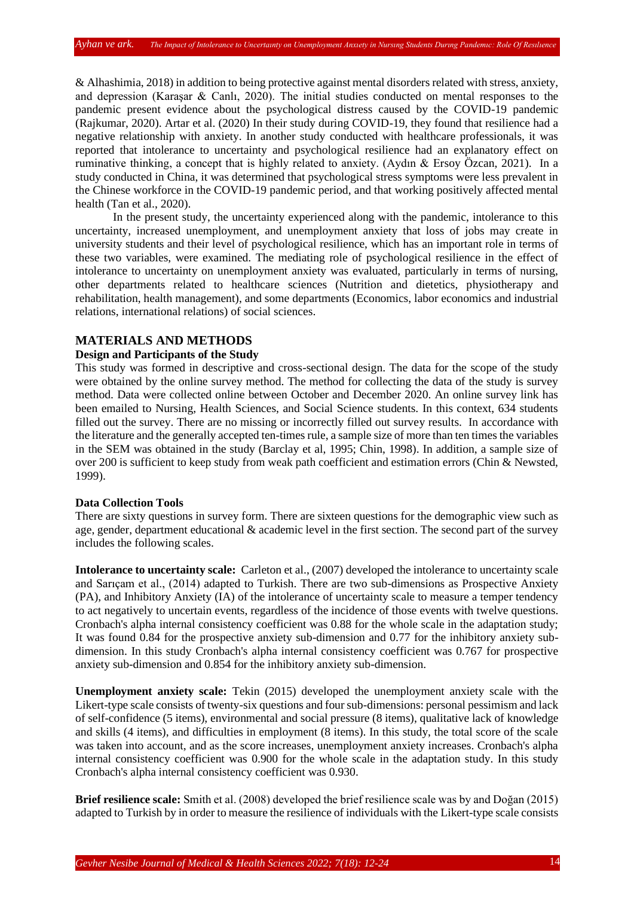& Alhashimia, 2018) in addition to being protective against mental disorders related with stress, anxiety, and depression (Karaşar & Canlı, 2020). The initial studies conducted on mental responses to the pandemic present evidence about the psychological distress caused by the COVID-19 pandemic (Rajkumar, 2020). Artar et al. (2020) In their study during COVID-19, they found that resilience had a negative relationship with anxiety. In another study conducted with healthcare professionals, it was reported that intolerance to uncertainty and psychological resilience had an explanatory effect on ruminative thinking, a concept that is highly related to anxiety. (Aydın & Ersoy Özcan, 2021). In a study conducted in China, it was determined that psychological stress symptoms were less prevalent in the Chinese workforce in the COVID-19 pandemic period, and that working positively affected mental health (Tan et al., 2020).

In the present study, the uncertainty experienced along with the pandemic, intolerance to this uncertainty, increased unemployment, and unemployment anxiety that loss of jobs may create in university students and their level of psychological resilience, which has an important role in terms of these two variables, were examined. The mediating role of psychological resilience in the effect of intolerance to uncertainty on unemployment anxiety was evaluated, particularly in terms of nursing, other departments related to healthcare sciences (Nutrition and dietetics, physiotherapy and rehabilitation, health management), and some departments (Economics, labor economics and industrial relations, international relations) of social sciences.

## MATERIALS AND METHODS

### Design and Participants of the Study

This study was formed in descriptive and cross-sectional design. The data for the scope of the study were obtained by the online survey method. The method for collecting the data of the study is survey method. Data were collected online between October and December 2020. An online survey link has been emailed to Nursing, Health Sciences, and Social Science students. In this context, 634 students filled out the survey. There are no missing or incorrectly filled out survey results. In accordance with the literature and the generally accepted ten-times rule, a sample size of more than ten times the variables in the SEM was obtained in the study (Barclay et al, 1995; Chin, 1998). In addition, a sample size of over 200 is sufficient to keep study from weak path coefficient and estimation errors (Chin & Newsted, 1999).

### Data Collection Tools

There are sixty questions in survey form. There are sixteen questions for the demographic view such as age, gender, department educational & academic level in the first section. The second part of the survey includes the following scales.

**Intolerance to uncertainty scale:** Carleton et al., (2007) developed the intolerance to uncertainty scale and Sarıçam et al., (2014) adapted to Turkish. There are two sub-dimensions as Prospective Anxiety (PA), and Inhibitory Anxiety (IA) of the intolerance of uncertainty scale to measure a temper tendency to act negatively to uncertain events, regardless of the incidence of those events with twelve questions. Cronbach's alpha internal consistency coefficient was 0.88 for the whole scale in the adaptation study; It was found 0.84 for the prospective anxiety sub-dimension and 0.77 for the inhibitory anxiety sub-dimension. In this study Cronbach's alpha internal consistency coefficient was 0.767 for prospective anxiety sub-dimension and 0.854 for the inhibitory anxiety sub-dimension.

**Unemployment anxiety scale:** Tekin (2015) developed the unemployment anxiety scale with the Likert-type scale consists of twenty-six questions and four sub-dimensions: personal pessimism and lack of self-confidence (5 items), environmental and social pressure (8 items), qualitative lack of knowledge and skills (4 items), and difficulties in employment (8 items). In this study, the total score of the scale was taken into account, and as the score increases, unemployment anxiety increases. Cronbach's alpha internal consistency coefficient was 0.900 for the whole scale in the adaptation study. In this study Cronbach's alpha internal consistency coefficient was 0.930.

**Brief resilience scale:** Smith et al. (2008) developed the brief resilience scale was by and Doğan (2015) adapted to Turkish by in order to measure the resilience of individuals with the Likert-type scale consists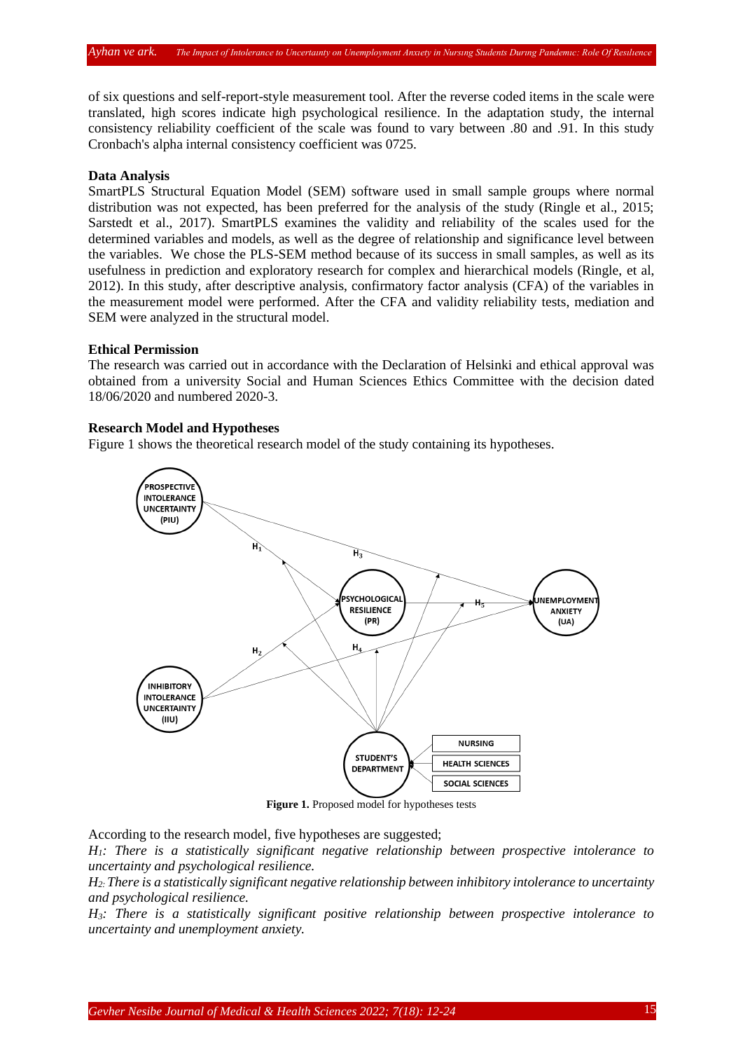of six questions and self-report-style measurement tool. After the reverse coded items in the scale were translated, high scores indicate high psychological resilience. In the adaptation study, the internal consistency reliability coefficient of the scale was found to vary between .80 and .91. In this study Cronbach's alpha internal consistency coefficient was 0725.

**Data Analysis**

SmartPLS Structural Equation Model (SEM) software used in small sample groups where normal distribution was not expected, has been preferred for the analysis of the study (Ringle et al., 2015; Sarstedt et al., 2017). SmartPLS examines the validity and reliability of the scales used for the determined variables and models, as well as the degree of relationship and significance level between the variables. We chose the PLS-SEM method because of its success in small samples, as well as its usefulness in prediction and exploratory research for complex and hierarchical models (Ringle, et al, 2012). In this study, after descriptive analysis, confirmatory factor analysis (CFA) of the variables in the measurement model were performed. After the CFA and validity reliability tests, mediation and SEM were analyzed in the structural model.

**Ethical Permission**

The research was carried out in accordance with the Declaration of Helsinki and ethical approval was obtained from a university Social and Human Sciences Ethics Committee with the decision dated 18/06/2020 and numbered 2020-3.

**Research Model and Hypotheses**

Figure 1 shows the theoretical research model of the study containing its hypotheses.

**Figure 1.** Proposed model for hypotheses tests

According to the research model, five hypotheses are suggested;

*$H_1$: There is a statistically significant negative relationship between prospective intolerance to uncertainty and psychological resilience.*

*$H_2$: There is a statistically significant negative relationship between inhibitory intolerance to uncertainty and psychological resilience.*

*$H_3$: There is a statistically significant positive relationship between prospective intolerance to uncertainty and unemployment anxiety.*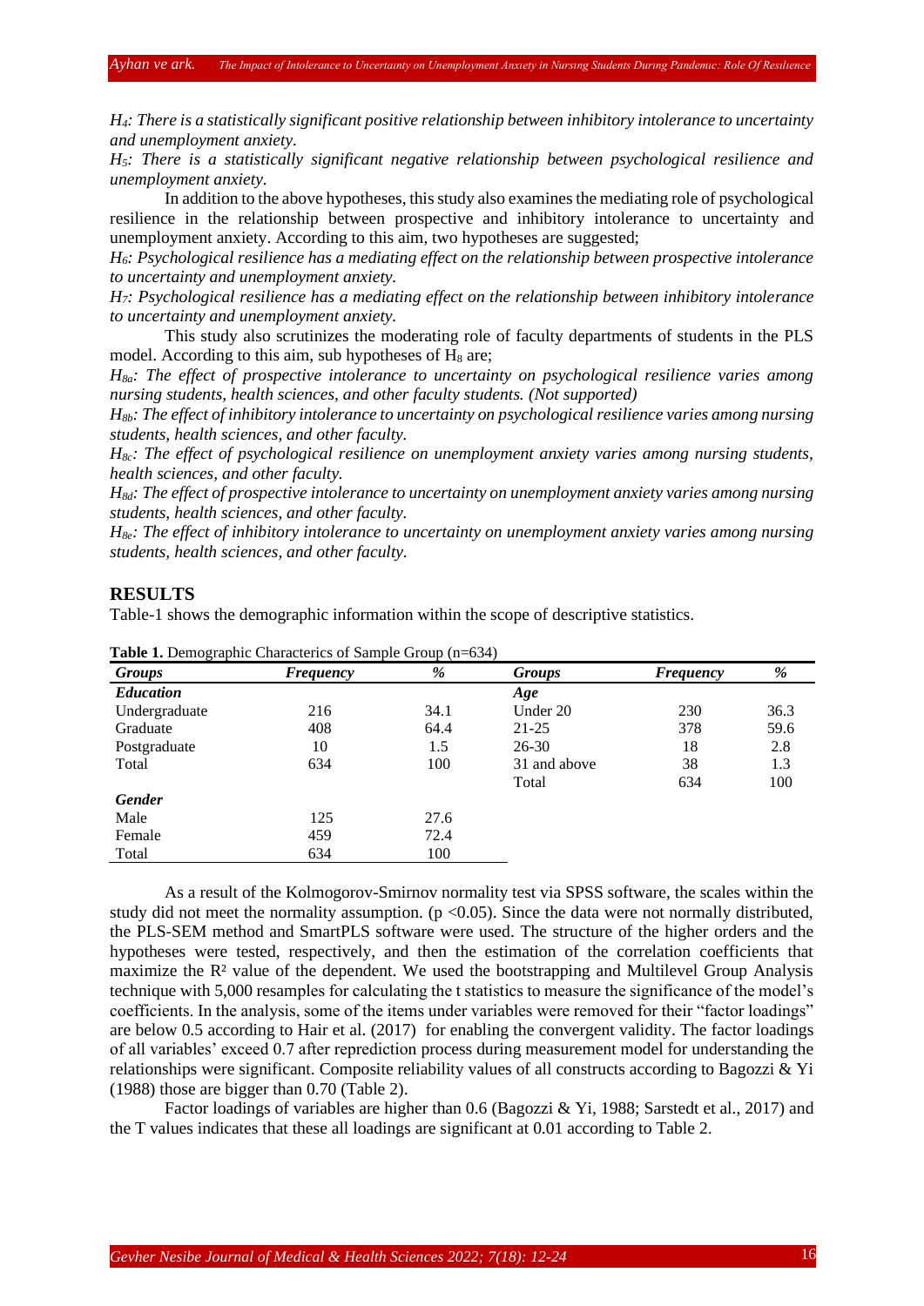*$H_4$: There is a statistically significant positive relationship between inhibitory intolerance to uncertainty and unemployment anxiety.*

*$H_5$: There is a statistically significant negative relationship between psychological resilience and unemployment anxiety.*

In addition to the above hypotheses, this study also examines the mediating role of psychological resilience in the relationship between prospective and inhibitory intolerance to uncertainty and unemployment anxiety. According to this aim, two hypotheses are suggested;

*$H_6$: Psychological resilience has a mediating effect on the relationship between prospective intolerance to uncertainty and unemployment anxiety.*

*$H_7$: Psychological resilience has a mediating effect on the relationship between inhibitory intolerance to uncertainty and unemployment anxiety.*

This study also scrutinizes the moderating role of faculty departments of students in the PLS model. According to this aim, sub hypotheses of $H_8$ are;

*$H_{8a}$: The effect of prospective intolerance to uncertainty on psychological resilience varies among nursing students, health sciences, and other faculty students. (Not supported)*

*$H_{8b}$: The effect of inhibitory intolerance to uncertainty on psychological resilience varies among nursing students, health sciences, and other faculty.*

*$H_{8c}$: The effect of psychological resilience on unemployment anxiety varies among nursing students, health sciences, and other faculty.*

*$H_{8d}$: The effect of prospective intolerance to uncertainty on unemployment anxiety varies among nursing students, health sciences, and other faculty.*

*$H_{8e}$: The effect of inhibitory intolerance to uncertainty on unemployment anxiety varies among nursing students, health sciences, and other faculty.*

## RESULTS

Table-1 shows the demographic information within the scope of descriptive statistics.

**Table 1.** Demographic Characterics of Sample Group (n=634)

| *Groups* | *Frequency* | *%* | *Groups* | *Frequency* | *%* |
|---|---|---|---|---|---|
| ***Education*** | | | ***Age*** | | |
| Undergraduate | 216 | 34.1 | Under 20 | 230 | 36.3 |
| Graduate | 408 | 64.4 | 21-25 | 378 | 59.6 |
| Postgraduate | 10 | 1.5 | 26-30 | 18 | 2.8 |
| Total | 634 | 100 | 31 and above | 38 | 1.3 |
| | | | Total | 634 | 100 |
| ***Gender*** | | | | | |
| Male | 125 | 27.6 | | | |
| Female | 459 | 72.4 | | | |
| Total | 634 | 100 | | | |

As a result of the Kolmogorov-Smirnov normality test via SPSS software, the scales within the study did not meet the normality assumption. ($p < 0.05$). Since the data were not normally distributed, the PLS-SEM method and SmartPLS software were used. The structure of the higher orders and the hypotheses were tested, respectively, and then the estimation of the correlation coefficients that maximize the $R^2$ value of the dependent. We used the bootstrapping and Multilevel Group Analysis technique with 5,000 resamples for calculating the t statistics to measure the significance of the model's coefficients. In the analysis, some of the items under variables were removed for their "factor loadings" are below 0.5 according to Hair et al. (2017) for enabling the convergent validity. The factor loadings of all variables' exceed 0.7 after reprediction process during measurement model for understanding the relationships were significant. Composite reliability values of all constructs according to Bagozzi & Yi (1988) those are bigger than 0.70 (Table 2).

Factor loadings of variables are higher than 0.6 (Bagozzi & Yi, 1988; Sarstedt et al., 2017) and the T values indicates that these all loadings are significant at 0.01 according to Table 2.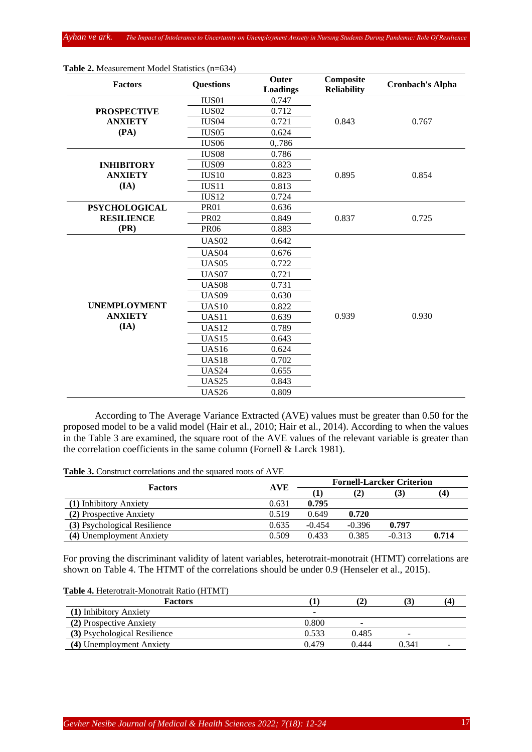**Table 2.** Measurement Model Statistics (n=634)

| Factors | Questions | Outer Loadings | Composite Reliability | Cronbach's Alpha |
|---|---|---|---|---|
| **PROSPECTIVE ANXIETY (PA)** | IUS01 | 0.747 | 0.843 | 0.767 |
| | IUS02 | 0.712 | | |
| | IUS04 | 0.721 | | |
| | IUS05 | 0.624 | | |
| | IUS06 | 0,.786 | | |
| **INHIBITORY ANXIETY (IA)** | IUS08 | 0.786 | 0.895 | 0.854 |
| | IUS09 | 0.823 | | |
| | IUS10 | 0.823 | | |
| | IUS11 | 0.813 | | |
| | IUS12 | 0.724 | | |
| **PSYCHOLOGICAL RESILIENCE (PR)** | PR01 | 0.636 | 0.837 | 0.725 |
| | PR02 | 0.849 | | |
| | PR06 | 0.883 | | |
| **UNEMPLOYMENT ANXIETY (IA)** | UAS02 | 0.642 | 0.939 | 0.930 |
| | UAS04 | 0.676 | | |
| | UAS05 | 0.722 | | |
| | UAS07 | 0.721 | | |
| | UAS08 | 0.731 | | |
| | UAS09 | 0.630 | | |
| | UAS10 | 0.822 | | |
| | UAS11 | 0.639 | | |
| | UAS12 | 0.789 | | |
| | UAS15 | 0.643 | | |
| | UAS16 | 0.624 | | |
| | UAS18 | 0.702 | | |
| | UAS24 | 0.655 | | |
| | UAS25 | 0.843 | | |
| | UAS26 | 0.809 | | |

According to The Average Variance Extracted (AVE) values must be greater than 0.50 for the proposed model to be a valid model (Hair et al., 2010; Hair et al., 2014). According to when the values in the Table 3 are examined, the square root of the AVE values of the relevant variable is greater than the correlation coefficients in the same column (Fornell & Larck 1981).

**Table 3.** Construct correlations and the squared roots of AVE

| Factors | AVE | Fornell-Larcker Criterion | | | |
|---|---|---|---|---|---|
| | | (1) | (2) | (3) | (4) |
| **(1)** Inhibitory Anxiety | 0.631 | **0.795** | | | |
| **(2)** Prospective Anxiety | 0.519 | 0.649 | **0.720** | | |
| **(3)** Psychological Resilience | 0.635 | -0.454 | -0.396 | **0.797** | |
| **(4)** Unemployment Anxiety | 0.509 | 0.433 | 0.385 | -0.313 | **0.714** |

For proving the discriminant validity of latent variables, heterotrait-monotrait (HTMT) correlations are shown on Table 4. The HTMT of the correlations should be under 0.9 (Henseler et al., 2015).

**Table 4.** Heterotrait-Monotrait Ratio (HTMT)

| Factors | (1) | (2) | (3) | (4) |
|---|---|---|---|---|
| **(1)** Inhibitory Anxiety | - | | | |
| **(2)** Prospective Anxiety | 0.800 | - | | |
| **(3)** Psychological Resilience | 0.533 | 0.485 | - | |
| **(4)** Unemployment Anxiety | 0.479 | 0.444 | 0.341 | - |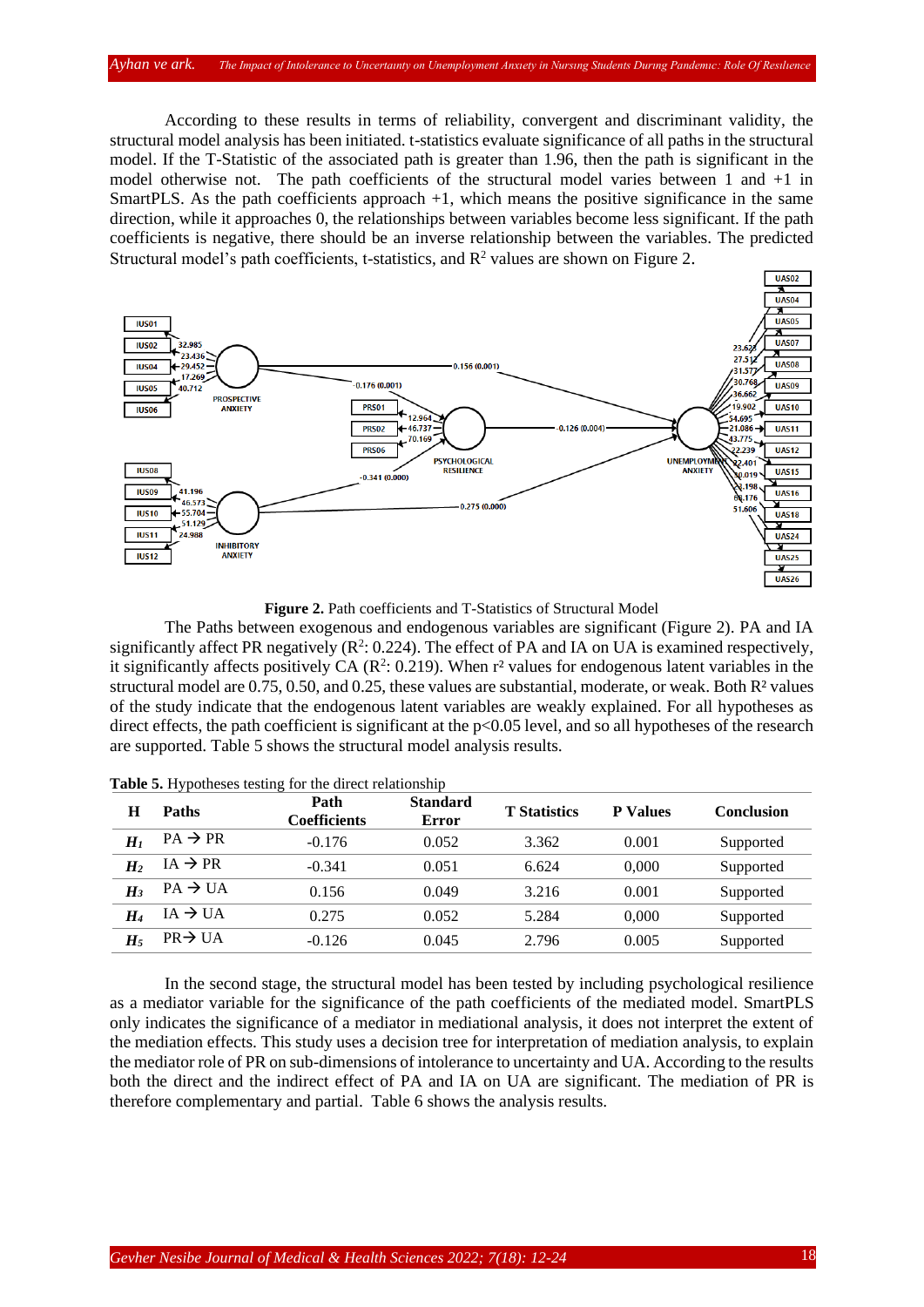According to these results in terms of reliability, convergent and discriminant validity, the structural model analysis has been initiated. t-statistics evaluate significance of all paths in the structural model. If the T-Statistic of the associated path is greater than 1.96, then the path is significant in the model otherwise not. The path coefficients of the structural model varies between 1 and +1 in SmartPLS. As the path coefficients approach +1, which means the positive significance in the same direction, while it approaches 0, the relationships between variables become less significant. If the path coefficients is negative, there should be an inverse relationship between the variables. The predicted Structural model's path coefficients, t-statistics, and $R^2$ values are shown on Figure 2.

**Figure 2.** Path coefficients and T-Statistics of Structural Model

The Paths between exogenous and endogenous variables are significant (Figure 2). PA and IA significantly affect PR negatively ($R^2$: 0.224). The effect of PA and IA on UA is examined respectively, it significantly affects positively CA ($R^2$: 0.219). When $r^2$ values for endogenous latent variables in the structural model are 0.75, 0.50, and 0.25, these values are substantial, moderate, or weak. Both $R^2$ values of the study indicate that the endogenous latent variables are weakly explained. For all hypotheses as direct effects, the path coefficient is significant at the $p<0.05$ level, and so all hypotheses of the research are supported. Table 5 shows the structural model analysis results.

**Table 5.** Hypotheses testing for the direct relationship

| H | Paths | Path Coefficients | Standard Error | T Statistics | P Values | Conclusion |
|---|---|---|---|---|---|---|
| $H_1$ | PA → PR | -0.176 | 0.052 | 3.362 | 0.001 | Supported |
| $H_2$ | IA → PR | -0.341 | 0.051 | 6.624 | 0,000 | Supported |
| $H_3$ | PA → UA | 0.156 | 0.049 | 3.216 | 0.001 | Supported |
| $H_4$ | IA → UA | 0.275 | 0.052 | 5.284 | 0,000 | Supported |
| $H_5$ | PR→ UA | -0.126 | 0.045 | 2.796 | 0.005 | Supported |

In the second stage, the structural model has been tested by including psychological resilience as a mediator variable for the significance of the path coefficients of the mediated model. SmartPLS only indicates the significance of a mediator in mediational analysis, it does not interpret the extent of the mediation effects. This study uses a decision tree for interpretation of mediation analysis, to explain the mediator role of PR on sub-dimensions of intolerance to uncertainty and UA. According to the results both the direct and the indirect effect of PA and IA on UA are significant. The mediation of PR is therefore complementary and partial. Table 6 shows the analysis results.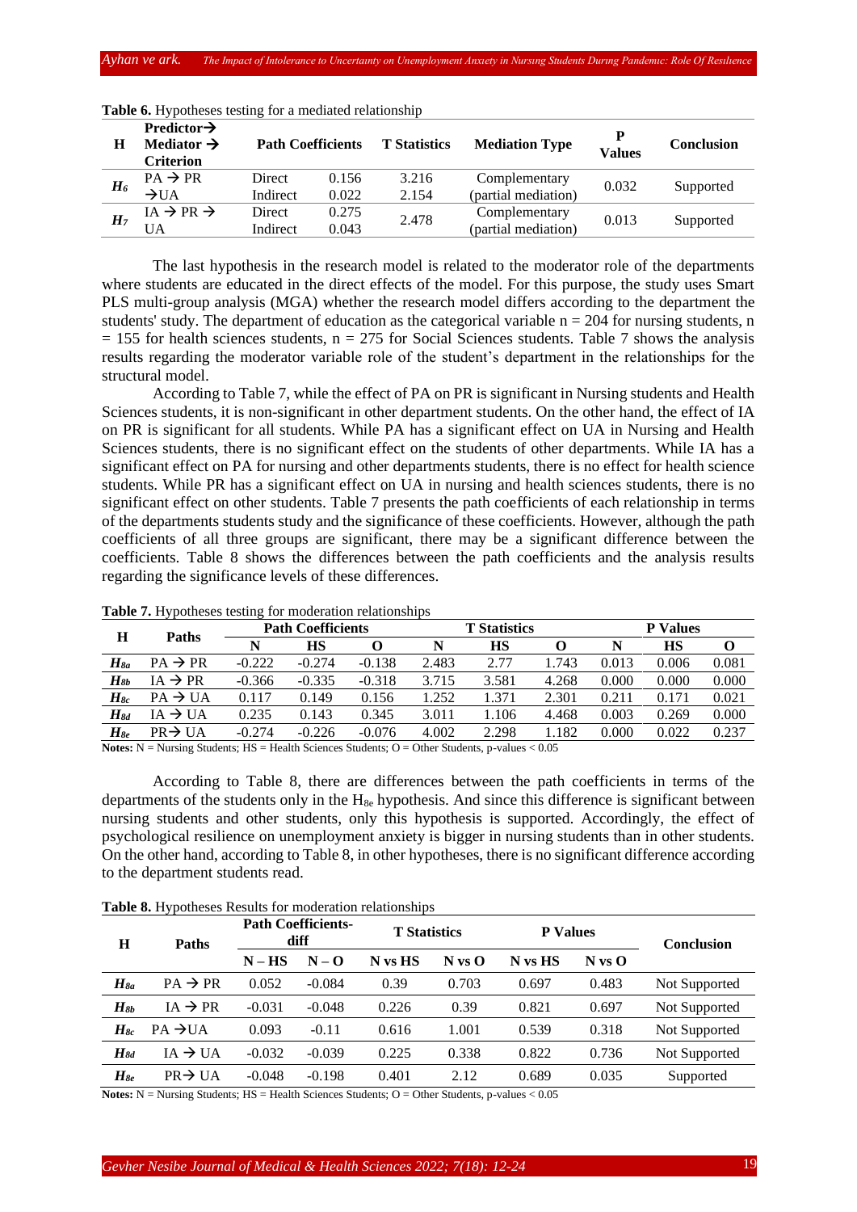**Table 6.** Hypotheses testing for a mediated relationship

| H | Predictor→ Mediator → Criterion | Path Coefficients | | T Statistics | Mediation Type | P Values | Conclusion |
|---|---|---|---|---|---|---|---|
| $H_6$ | PA → PR →UA | Direct | 0.156 | 3.216 | Complementary (partial mediation) | 0.032 | Supported |
| | | Indirect | 0.022 | 2.154 | | | |
| $H_7$ | IA → PR → UA | Direct | 0.275 | 2.478 | Complementary (partial mediation) | 0.013 | Supported |
| | | Indirect | 0.043 | | | | |

The last hypothesis in the research model is related to the moderator role of the departments where students are educated in the direct effects of the model. For this purpose, the study uses Smart PLS multi-group analysis (MGA) whether the research model differs according to the department the students' study. The department of education as the categorical variable n = 204 for nursing students, n = 155 for health sciences students, n = 275 for Social Sciences students. Table 7 shows the analysis results regarding the moderator variable role of the student's department in the relationships for the structural model.

According to Table 7, while the effect of PA on PR is significant in Nursing students and Health Sciences students, it is non-significant in other department students. On the other hand, the effect of IA on PR is significant for all students. While PA has a significant effect on UA in Nursing and Health Sciences students, there is no significant effect on the students of other departments. While IA has a significant effect on PA for nursing and other departments students, there is no effect for health science students. While PR has a significant effect on UA in nursing and health sciences students, there is no significant effect on other students. Table 7 presents the path coefficients of each relationship in terms of the departments students study and the significance of these coefficients. However, although the path coefficients of all three groups are significant, there may be a significant difference between the coefficients. Table 8 shows the differences between the path coefficients and the analysis results regarding the significance levels of these differences.

**Table 7.** Hypotheses testing for moderation relationships

| H | Paths | Path Coefficients | | | T Statistics | | | P Values | | |
|---|---|---|---|---|---|---|---|---|---|---|
| | | N | HS | O | N | HS | O | N | HS | O |
| $H_{8a}$ | PA → PR | -0.222 | -0.274 | -0.138 | 2.483 | 2.77 | 1.743 | 0.013 | 0.006 | 0.081 |
| $H_{8b}$ | IA → PR | -0.366 | -0.335 | -0.318 | 3.715 | 3.581 | 4.268 | 0.000 | 0.000 | 0.000 |
| $H_{8c}$ | PA → UA | 0.117 | 0.149 | 0.156 | 1.252 | 1.371 | 2.301 | 0.211 | 0.171 | 0.021 |
| $H_{8d}$ | IA → UA | 0.235 | 0.143 | 0.345 | 3.011 | 1.106 | 4.468 | 0.003 | 0.269 | 0.000 |
| $H_{8e}$ | PR→ UA | -0.274 | -0.226 | -0.076 | 4.002 | 2.298 | 1.182 | 0.000 | 0.022 | 0.237 |

**Notes:** N = Nursing Students; HS = Health Sciences Students; O = Other Students, p-values < 0.05

According to Table 8, there are differences between the path coefficients in terms of the departments of the students only in the $H_{8e}$ hypothesis. And since this difference is significant between nursing students and other students, only this hypothesis is supported. Accordingly, the effect of psychological resilience on unemployment anxiety is bigger in nursing students than in other students. On the other hand, according to Table 8, in other hypotheses, there is no significant difference according to the department students read.

**Table 8.** Hypotheses Results for moderation relationships

| H | Paths | Path Coefficients-diff | | T Statistics | | P Values | | Conclusion |
|---|---|---|---|---|---|---|---|---|
| | | N – HS | N – O | N vs HS | N vs O | N vs HS | N vs O | |
| $H_{8a}$ | PA → PR | 0.052 | -0.084 | 0.39 | 0.703 | 0.697 | 0.483 | Not Supported |
| $H_{8b}$ | IA → PR | -0.031 | -0.048 | 0.226 | 0.39 | 0.821 | 0.697 | Not Supported |
| $H_{8c}$ | PA →UA | 0.093 | -0.11 | 0.616 | 1.001 | 0.539 | 0.318 | Not Supported |
| $H_{8d}$ | IA → UA | -0.032 | -0.039 | 0.225 | 0.338 | 0.822 | 0.736 | Not Supported |
| $H_{8e}$ | PR→ UA | -0.048 | -0.198 | 0.401 | 2.12 | 0.689 | 0.035 | Supported |

**Notes:** N = Nursing Students; HS = Health Sciences Students; O = Other Students, p-values < 0.05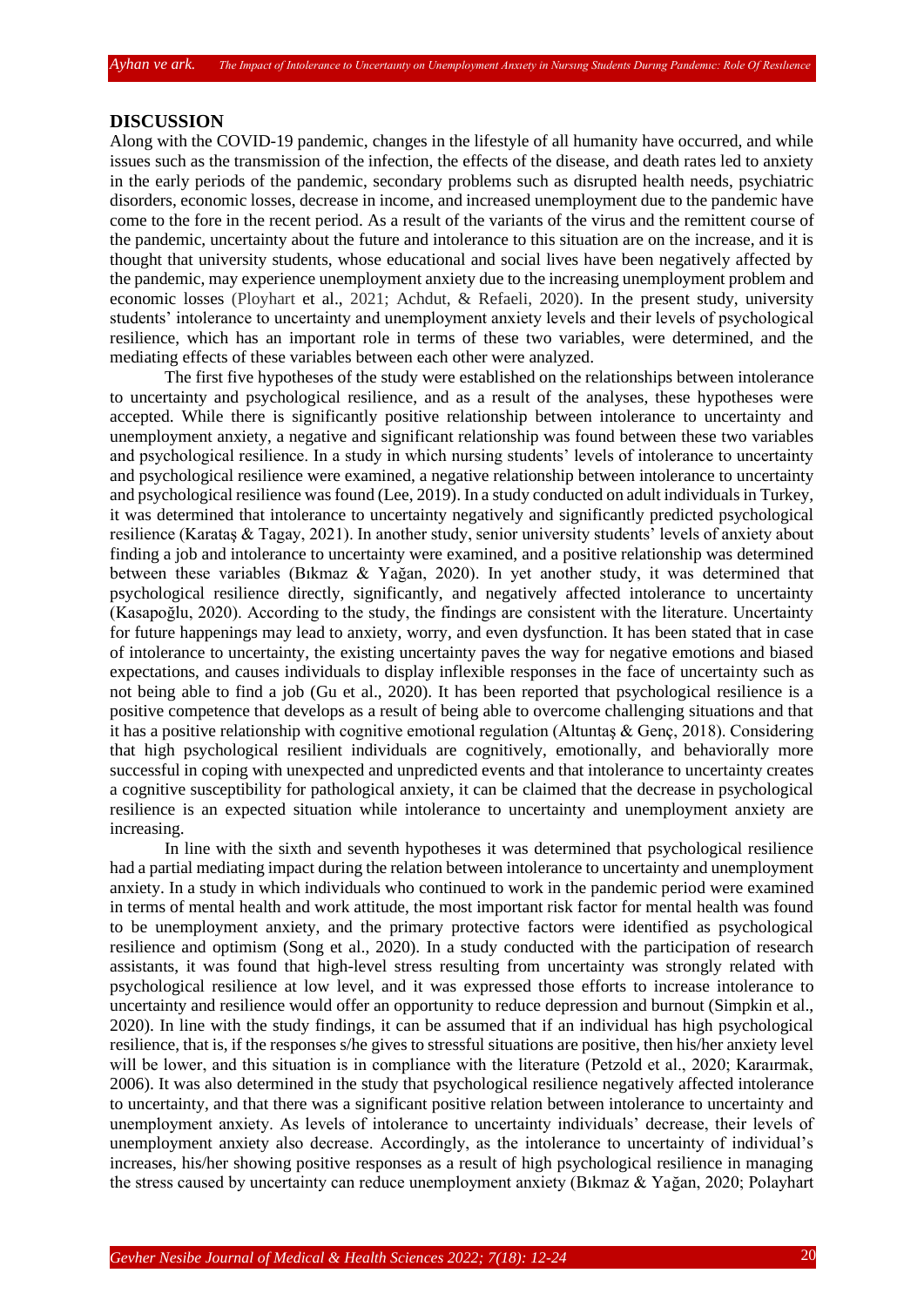## DISCUSSION

Along with the COVID-19 pandemic, changes in the lifestyle of all humanity have occurred, and while issues such as the transmission of the infection, the effects of the disease, and death rates led to anxiety in the early periods of the pandemic, secondary problems such as disrupted health needs, psychiatric disorders, economic losses, decrease in income, and increased unemployment due to the pandemic have come to the fore in the recent period. As a result of the variants of the virus and the remittent course of the pandemic, uncertainty about the future and intolerance to this situation are on the increase, and it is thought that university students, whose educational and social lives have been negatively affected by the pandemic, may experience unemployment anxiety due to the increasing unemployment problem and economic losses (Ployhart et al., 2021; Achdut, & Refaeli, 2020). In the present study, university students' intolerance to uncertainty and unemployment anxiety levels and their levels of psychological resilience, which has an important role in terms of these two variables, were determined, and the mediating effects of these variables between each other were analyzed.

The first five hypotheses of the study were established on the relationships between intolerance to uncertainty and psychological resilience, and as a result of the analyses, these hypotheses were accepted. While there is significantly positive relationship between intolerance to uncertainty and unemployment anxiety, a negative and significant relationship was found between these two variables and psychological resilience. In a study in which nursing students' levels of intolerance to uncertainty and psychological resilience were examined, a negative relationship between intolerance to uncertainty and psychological resilience was found (Lee, 2019). In a study conducted on adult individuals in Turkey, it was determined that intolerance to uncertainty negatively and significantly predicted psychological resilience (Karataş & Tagay, 2021). In another study, senior university students' levels of anxiety about finding a job and intolerance to uncertainty were examined, and a positive relationship was determined between these variables (Bıkmaz & Yağan, 2020). In yet another study, it was determined that psychological resilience directly, significantly, and negatively affected intolerance to uncertainty (Kasapoğlu, 2020). According to the study, the findings are consistent with the literature. Uncertainty for future happenings may lead to anxiety, worry, and even dysfunction. It has been stated that in case of intolerance to uncertainty, the existing uncertainty paves the way for negative emotions and biased expectations, and causes individuals to display inflexible responses in the face of uncertainty such as not being able to find a job (Gu et al., 2020). It has been reported that psychological resilience is a positive competence that develops as a result of being able to overcome challenging situations and that it has a positive relationship with cognitive emotional regulation (Altuntaş & Genç, 2018). Considering that high psychological resilient individuals are cognitively, emotionally, and behaviorally more successful in coping with unexpected and unpredicted events and that intolerance to uncertainty creates a cognitive susceptibility for pathological anxiety, it can be claimed that the decrease in psychological resilience is an expected situation while intolerance to uncertainty and unemployment anxiety are increasing.

In line with the sixth and seventh hypotheses it was determined that psychological resilience had a partial mediating impact during the relation between intolerance to uncertainty and unemployment anxiety. In a study in which individuals who continued to work in the pandemic period were examined in terms of mental health and work attitude, the most important risk factor for mental health was found to be unemployment anxiety, and the primary protective factors were identified as psychological resilience and optimism (Song et al., 2020). In a study conducted with the participation of research assistants, it was found that high-level stress resulting from uncertainty was strongly related with psychological resilience at low level, and it was expressed those efforts to increase intolerance to uncertainty and resilience would offer an opportunity to reduce depression and burnout (Simpkin et al., 2020). In line with the study findings, it can be assumed that if an individual has high psychological resilience, that is, if the responses s/he gives to stressful situations are positive, then his/her anxiety level will be lower, and this situation is in compliance with the literature (Petzold et al., 2020; Karaırmak, 2006). It was also determined in the study that psychological resilience negatively affected intolerance to uncertainty, and that there was a significant positive relation between intolerance to uncertainty and unemployment anxiety. As levels of intolerance to uncertainty individuals' decrease, their levels of unemployment anxiety also decrease. Accordingly, as the intolerance to uncertainty of individual's increases, his/her showing positive responses as a result of high psychological resilience in managing the stress caused by uncertainty can reduce unemployment anxiety (Bıkmaz & Yağan, 2020; Polayhart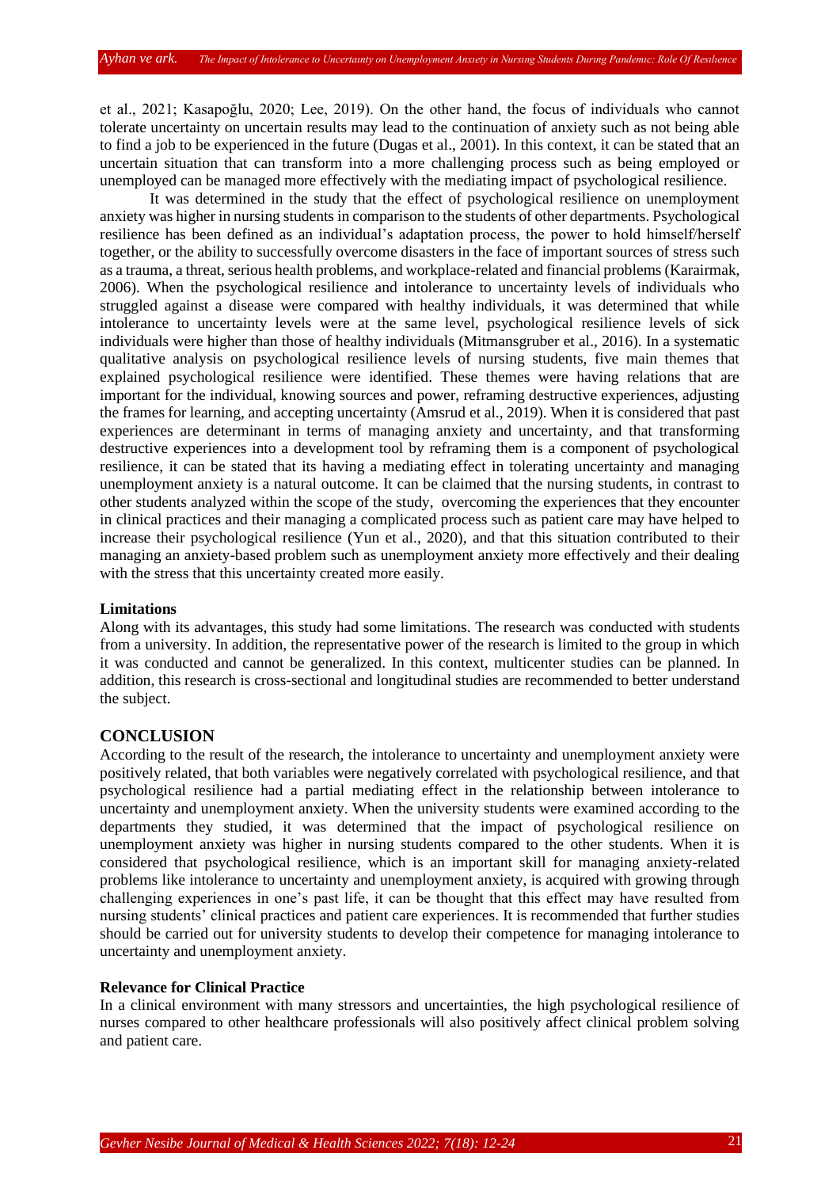et al., 2021; Kasapoğlu, 2020; Lee, 2019). On the other hand, the focus of individuals who cannot tolerate uncertainty on uncertain results may lead to the continuation of anxiety such as not being able to find a job to be experienced in the future (Dugas et al., 2001). In this context, it can be stated that an uncertain situation that can transform into a more challenging process such as being employed or unemployed can be managed more effectively with the mediating impact of psychological resilience.

It was determined in the study that the effect of psychological resilience on unemployment anxiety was higher in nursing students in comparison to the students of other departments. Psychological resilience has been defined as an individual's adaptation process, the power to hold himself/herself together, or the ability to successfully overcome disasters in the face of important sources of stress such as a trauma, a threat, serious health problems, and workplace-related and financial problems (Karairmak, 2006). When the psychological resilience and intolerance to uncertainty levels of individuals who struggled against a disease were compared with healthy individuals, it was determined that while intolerance to uncertainty levels were at the same level, psychological resilience levels of sick individuals were higher than those of healthy individuals (Mitmansgruber et al., 2016). In a systematic qualitative analysis on psychological resilience levels of nursing students, five main themes that explained psychological resilience were identified. These themes were having relations that are important for the individual, knowing sources and power, reframing destructive experiences, adjusting the frames for learning, and accepting uncertainty (Amsrud et al., 2019). When it is considered that past experiences are determinant in terms of managing anxiety and uncertainty, and that transforming destructive experiences into a development tool by reframing them is a component of psychological resilience, it can be stated that its having a mediating effect in tolerating uncertainty and managing unemployment anxiety is a natural outcome. It can be claimed that the nursing students, in contrast to other students analyzed within the scope of the study, overcoming the experiences that they encounter in clinical practices and their managing a complicated process such as patient care may have helped to increase their psychological resilience (Yun et al., 2020), and that this situation contributed to their managing an anxiety-based problem such as unemployment anxiety more effectively and their dealing with the stress that this uncertainty created more easily.

**Limitations**

Along with its advantages, this study had some limitations. The research was conducted with students from a university. In addition, the representative power of the research is limited to the group in which it was conducted and cannot be generalized. In this context, multicenter studies can be planned. In addition, this research is cross-sectional and longitudinal studies are recommended to better understand the subject.

## CONCLUSION

According to the result of the research, the intolerance to uncertainty and unemployment anxiety were positively related, that both variables were negatively correlated with psychological resilience, and that psychological resilience had a partial mediating effect in the relationship between intolerance to uncertainty and unemployment anxiety. When the university students were examined according to the departments they studied, it was determined that the impact of psychological resilience on unemployment anxiety was higher in nursing students compared to the other students. When it is considered that psychological resilience, which is an important skill for managing anxiety-related problems like intolerance to uncertainty and unemployment anxiety, is acquired with growing through challenging experiences in one's past life, it can be thought that this effect may have resulted from nursing students' clinical practices and patient care experiences. It is recommended that further studies should be carried out for university students to develop their competence for managing intolerance to uncertainty and unemployment anxiety.

**Relevance for Clinical Practice**

In a clinical environment with many stressors and uncertainties, the high psychological resilience of nurses compared to other healthcare professionals will also positively affect clinical problem solving and patient care.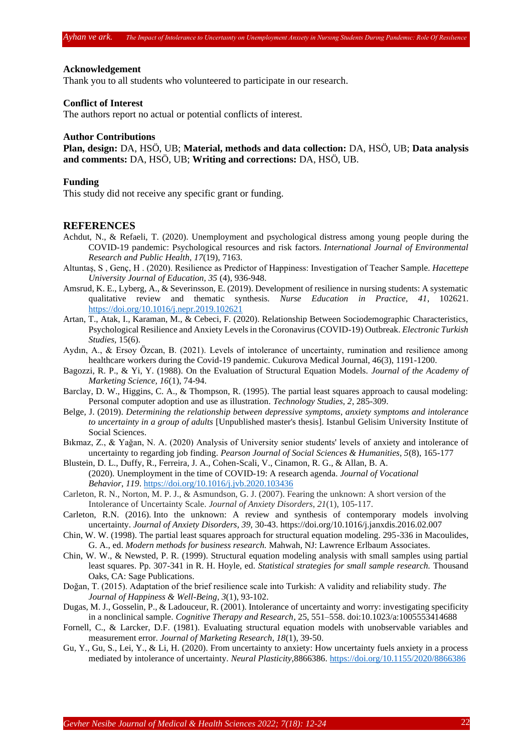**Acknowledgement**

Thank you to all students who volunteered to participate in our research.

**Conflict of Interest**

The authors report no actual or potential conflicts of interest.

**Author Contributions**

**Plan, design:** DA, HSÖ, UB; **Material, methods and data collection:** DA, HSÖ, UB; **Data analysis and comments:** DA, HSÖ, UB; **Writing and corrections:** DA, HSÖ, UB.

**Funding**

This study did not receive any specific grant or funding.

## REFERENCES

Achdut, N., & Refaeli, T. (2020). Unemployment and psychological distress among young people during the COVID-19 pandemic: Psychological resources and risk factors. *International Journal of Environmental Research and Public Health, 17*(19), 7163.

Altuntaş, S , Genç, H . (2020). Resilience as Predictor of Happiness: Investigation of Teacher Sample. *Hacettepe University Journal of Education, 35* (4), 936-948.

Amsrud, K. E., Lyberg, A., & Severinsson, E. (2019). Development of resilience in nursing students: A systematic qualitative review and thematic synthesis. *Nurse Education in Practice*, *41*, 102621. https://doi.org/10.1016/j.nepr.2019.102621

Artan, T., Atak, I., Karaman, M., & Cebeci, F. (2020). Relationship Between Sociodemographic Characteristics, Psychological Resilience and Anxiety Levels in the Coronavirus (COVID-19) Outbreak. *Electronic Turkish Studies*, 15(6).

Aydın, A., & Ersoy Özcan, B. (2021). Levels of intolerance of uncertainty, rumination and resilience among healthcare workers during the Covid-19 pandemic. Cukurova Medical Journal, 46(3), 1191-1200.

Bagozzi, R. P., & Yi, Y. (1988). On the Evaluation of Structural Equation Models. *Journal of the Academy of Marketing Science, 16*(1), 74-94.

Barclay, D. W., Higgins, C. A., & Thompson, R. (1995). The partial least squares approach to causal modeling: Personal computer adoption and use as illustration. *Technology Studies, 2*, 285-309.

Belge, J. (2019). *Determining the relationship between depressive symptoms, anxiety symptoms and intolerance to uncertainty in a group of adults* [Unpublished master's thesis]. Istanbul Gelisim University Institute of Social Sciences.

Bıkmaz, Z., & Yağan, N. A. (2020) Analysis of University senior students' levels of anxiety and intolerance of uncertainty to regarding job finding. *Pearson Journal of Social Sciences & Humanities*, *5*(8), 165-177

Blustein, D. L., Duffy, R., Ferreira, J. A., Cohen-Scali, V., Cinamon, R. G., & Allan, B. A. (2020). Unemployment in the time of COVID-19: A research agenda. *Journal of Vocational Behavior*, *119*. https://doi.org/10.1016/j.jvb.2020.103436

Carleton, R. N., Norton, M. P. J., & Asmundson, G. J. (2007). Fearing the unknown: A short version of the Intolerance of Uncertainty Scale. *Journal of Anxiety Disorders*, *21*(1), 105-117.

Carleton, R.N. (2016). Into the unknown: A review and synthesis of contemporary models involving uncertainty. *Journal of Anxiety Disorders, 39,* 30-43. https://doi.org/10.1016/j.janxdis.2016.02.007

Chin, W. W. (1998). The partial least squares approach for structural equation modeling. 295-336 in Macoulides, G. A., ed. *Modern methods for business research.* Mahwah, NJ: Lawrence Erlbaum Associates.

Chin, W. W., & Newsted, P. R. (1999). Structural equation modeling analysis with small samples using partial least squares. Pp. 307-341 in R. H. Hoyle, ed. *Statistical strategies for small sample research.* Thousand Oaks, CA: Sage Publications.

Doğan, T. (2015). Adaptation of the brief resilience scale into Turkish: A validity and reliability study. *The Journal of Happiness & Well-Being*, *3*(1), 93-102.

Dugas, M. J., Gosselin, P., & Ladouceur, R. (2001). Intolerance of uncertainty and worry: investigating specificity in a nonclinical sample. *Cognitive Therapy and Research*, 25, 551–558. doi:10.1023/a:1005553414688

Fornell, C., & Larcker, D.F. (1981). Evaluating structural equation models with unobservable variables and measurement error. *Journal of Marketing Research, 18*(1), 39-50.

Gu, Y., Gu, S., Lei, Y., & Li, H. (2020). From uncertainty to anxiety: How uncertainty fuels anxiety in a process mediated by intolerance of uncertainty. *Neural Plasticity*,8866386. https://doi.org/10.1155/2020/8866386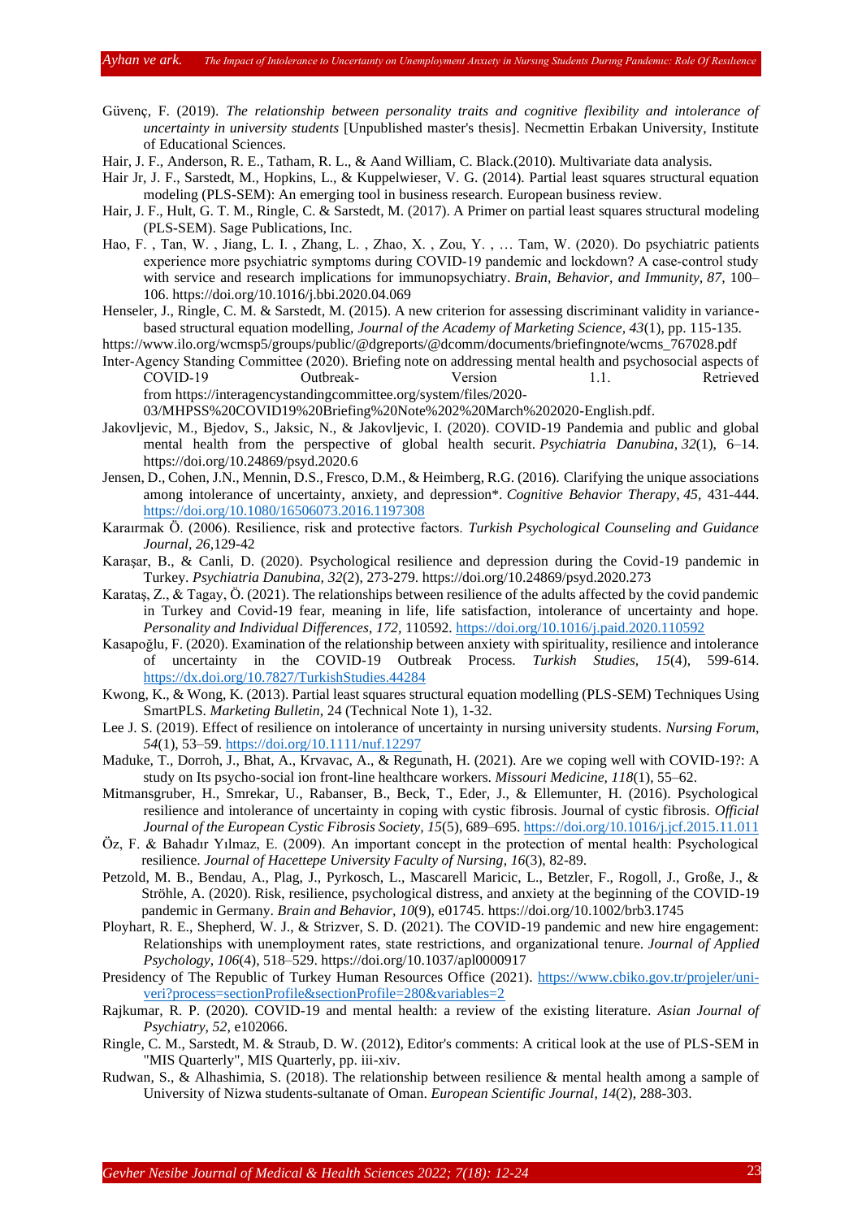Güvenç, F. (2019). *The relationship between personality traits and cognitive flexibility and intolerance of uncertainty in university students* [Unpublished master's thesis]. Necmettin Erbakan University, Institute of Educational Sciences.

Hair, J. F., Anderson, R. E., Tatham, R. L., & Aand William, C. Black.(2010). Multivariate data analysis.

Hair Jr, J. F., Sarstedt, M., Hopkins, L., & Kuppelwieser, V. G. (2014). Partial least squares structural equation modeling (PLS-SEM): An emerging tool in business research. European business review.

Hair, J. F., Hult, G. T. M., Ringle, C. & Sarstedt, M. (2017). A Primer on partial least squares structural modeling (PLS-SEM). Sage Publications, Inc.

Hao, F. , Tan, W. , Jiang, L. I. , Zhang, L. , Zhao, X. , Zou, Y. , … Tam, W. (2020). Do psychiatric patients experience more psychiatric symptoms during COVID-19 pandemic and lockdown? A case-control study with service and research implications for immunopsychiatry. *Brain, Behavior, and Immunity, 87*, 100–106. https://doi.org/10.1016/j.bbi.2020.04.069

Henseler, J., Ringle, C. M. & Sarstedt, M. (2015). A new criterion for assessing discriminant validity in variance-based structural equation modelling, *Journal of the Academy of Marketing Science, 43*(1), pp. 115-135.

https://www.ilo.org/wcmsp5/groups/public/@dgreports/@dcomm/documents/briefingnote/wcms_767028.pdf

Inter-Agency Standing Committee (2020). Briefing note on addressing mental health and psychosocial aspects of COVID-19 Outbreak- Version 1.1. Retrieved from https://interagencystandingcommittee.org/system/files/2020-03/MHPSS%20COVID19%20Briefing%20Note%202%20March%202020-English.pdf.

Jakovljevic, M., Bjedov, S., Jaksic, N., & Jakovljevic, I. (2020). COVID-19 Pandemia and public and global mental health from the perspective of global health securit. *Psychiatria Danubina, 32*(1), 6–14. https://doi.org/10.24869/psyd.2020.6

Jensen, D., Cohen, J.N., Mennin, D.S., Fresco, D.M., & Heimberg, R.G. (2016). Clarifying the unique associations among intolerance of uncertainty, anxiety, and depression\*. *Cognitive Behavior Therapy, 45*, 431-444. https://doi.org/10.1080/16506073.2016.1197308

Karaırmak Ö. (2006). Resilience, risk and protective factors. *Turkish Psychological Counseling and Guidance Journal, 26*,129-42

Karaşar, B., & Canli, D. (2020). Psychological resilience and depression during the Covid-19 pandemic in Turkey. *Psychiatria Danubina, 32*(2), 273-279. https://doi.org/10.24869/psyd.2020.273

Karataş, Z., & Tagay, Ö. (2021). The relationships between resilience of the adults affected by the covid pandemic in Turkey and Covid-19 fear, meaning in life, life satisfaction, intolerance of uncertainty and hope. *Personality and Individual Differences, 172*, 110592. https://doi.org/10.1016/j.paid.2020.110592

Kasapoğlu, F. (2020). Examination of the relationship between anxiety with spirituality, resilience and intolerance of uncertainty in the COVID-19 Outbreak Process. *Turkish Studies, 15*(4), 599-614. https://dx.doi.org/10.7827/TurkishStudies.44284

Kwong, K., & Wong, K. (2013). Partial least squares structural equation modelling (PLS-SEM) Techniques Using SmartPLS. *Marketing Bulletin*, 24 (Technical Note 1), 1-32.

Lee J. S. (2019). Effect of resilience on intolerance of uncertainty in nursing university students. *Nursing Forum, 54*(1), 53–59. https://doi.org/10.1111/nuf.12297

Maduke, T., Dorroh, J., Bhat, A., Krvavac, A., & Regunath, H. (2021). Are we coping well with COVID-19?: A study on Its psycho-social ion front-line healthcare workers. *Missouri Medicine, 118*(1), 55–62.

Mitmansgruber, H., Smrekar, U., Rabanser, B., Beck, T., Eder, J., & Ellemunter, H. (2016). Psychological resilience and intolerance of uncertainty in coping with cystic fibrosis. Journal of cystic fibrosis. *Official Journal of the European Cystic Fibrosis Society, 15*(5), 689–695. https://doi.org/10.1016/j.jcf.2015.11.011

Öz, F. & Bahadır Yılmaz, E. (2009). An important concept in the protection of mental health: Psychological resilience. *Journal of Hacettepe University Faculty of Nursing, 16*(3), 82-89.

Petzold, M. B., Bendau, A., Plag, J., Pyrkosch, L., Mascarell Maricic, L., Betzler, F., Rogoll, J., Große, J., & Ströhle, A. (2020). Risk, resilience, psychological distress, and anxiety at the beginning of the COVID-19 pandemic in Germany. *Brain and Behavior, 10*(9), e01745. https://doi.org/10.1002/brb3.1745

Ployhart, R. E., Shepherd, W. J., & Strizver, S. D. (2021). The COVID-19 pandemic and new hire engagement: Relationships with unemployment rates, state restrictions, and organizational tenure. *Journal of Applied Psychology, 106*(4), 518–529. https://doi.org/10.1037/apl0000917

Presidency of The Republic of Turkey Human Resources Office (2021). https://www.cbiko.gov.tr/projeler/uni-veri?process=sectionProfile&sectionProfile=280&variables=2

Rajkumar, R. P. (2020). COVID-19 and mental health: a review of the existing literature. *Asian Journal of Psychiatry, 52*, e102066.

Ringle, C. M., Sarstedt, M. & Straub, D. W. (2012), Editor's comments: A critical look at the use of PLS-SEM in "MIS Quarterly", MIS Quarterly, pp. iii-xiv.

Rudwan, S., & Alhashimia, S. (2018). The relationship between resilience & mental health among a sample of University of Nizwa students-sultanate of Oman. *European Scientific Journal, 14*(2), 288-303.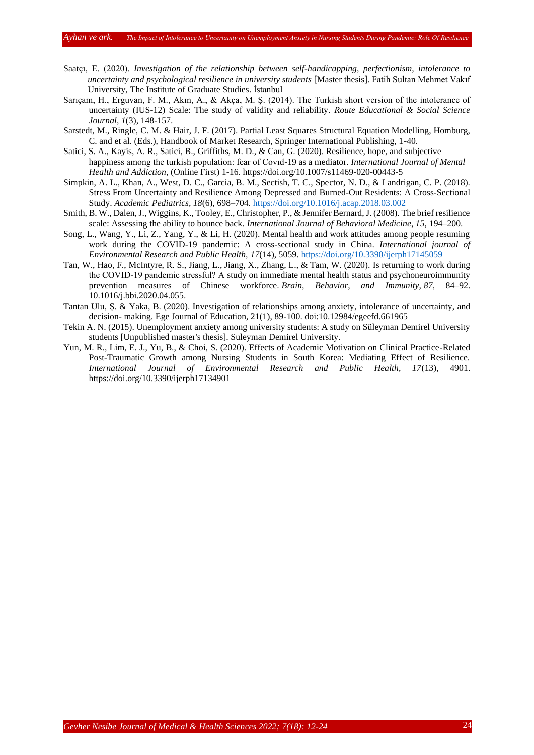Saatçı, E. (2020). *Investigation of the relationship between self-handicapping, perfectionism, intolerance to uncertainty and psychological resilience in university students* [Master thesis]. Fatih Sultan Mehmet Vakıf University, The Institute of Graduate Studies. İstanbul

Sarıçam, H., Erguvan, F. M., Akın, A., & Akça, M. Ş. (2014). The Turkish short version of the intolerance of uncertainty (IUS-12) Scale: The study of validity and reliability. *Route Educational & Social Science Journal*, *1*(3), 148-157.

Sarstedt, M., Ringle, C. M. & Hair, J. F. (2017). Partial Least Squares Structural Equation Modelling, Homburg, C. and et al. (Eds.), Handbook of Market Research, Springer International Publishing, 1-40.

Satici, S. A., Kayis, A. R., Satici, B., Griffiths, M. D., & Can, G. (2020). Resilience, hope, and subjective happiness among the turkish population: fear of Covıd-19 as a mediator. *International Journal of Mental Health and Addiction*, (Online First) 1-16. https://doi.org/10.1007/s11469-020-00443-5

Simpkin, A. L., Khan, A., West, D. C., Garcia, B. M., Sectish, T. C., Spector, N. D., & Landrigan, C. P. (2018). Stress From Uncertainty and Resilience Among Depressed and Burned-Out Residents: A Cross-Sectional Study. *Academic Pediatrics*, *18*(6), 698–704. https://doi.org/10.1016/j.acap.2018.03.002

Smith, B. W., Dalen, J., Wiggins, K., Tooley, E., Christopher, P., & Jennifer Bernard, J. (2008). The brief resilience scale: Assessing the ability to bounce back. *International Journal of Behavioral Medicine, 15,* 194–200.

Song, L., Wang, Y., Li, Z., Yang, Y., & Li, H. (2020). Mental health and work attitudes among people resuming work during the COVID-19 pandemic: A cross-sectional study in China. *International journal of Environmental Research and Public Health*, *17*(14), 5059. https://doi.org/10.3390/ijerph17145059

Tan, W., Hao, F., McIntyre, R. S., Jiang, L., Jiang, X., Zhang, L., & Tam, W. (2020). Is returning to work during the COVID-19 pandemic stressful? A study on immediate mental health status and psychoneuroimmunity prevention measures of Chinese workforce. *Brain, Behavior, and Immunity, 87*, 84–92. 10.1016/j.bbi.2020.04.055.

Tantan Ulu, Ş. & Yaka, B. (2020). Investigation of relationships among anxiety, intolerance of uncertainty, and decision- making. Ege Journal of Education, 21(1), 89-100. doi:10.12984/egeefd.661965

Tekin A. N. (2015). Unemployment anxiety among university students: A study on Süleyman Demirel University students [Unpublished master's thesis]. Suleyman Demirel University.

Yun, M. R., Lim, E. J., Yu, B., & Choi, S. (2020). Effects of Academic Motivation on Clinical Practice-Related Post-Traumatic Growth among Nursing Students in South Korea: Mediating Effect of Resilience. *International Journal of Environmental Research and Public Health*, *17*(13), 4901. https://doi.org/10.3390/ijerph17134901